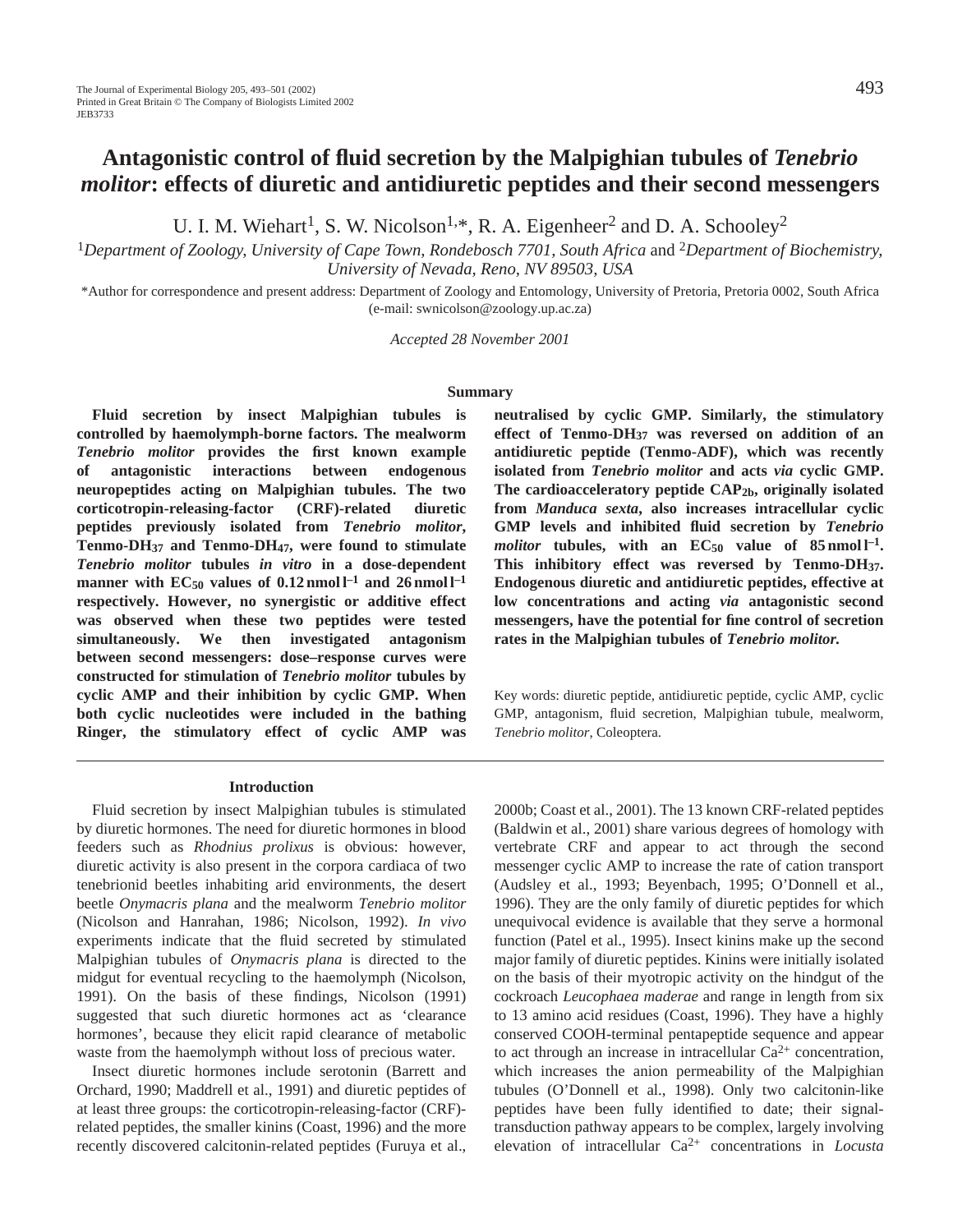# Antagonistic control of fluid secretion by the Malpighian tubules of *Tenebrio molitor*: effects of diuretic and antidiuretic peptides and their second messengers

U. I. M. Wiehart[1], S. W. Nicolson[1,*], R. A. Eigenheer[2] and D. A. Schooley[2]

[1]*Department of Zoology, University of Cape Town, Rondebosch 7701, South Africa* and [2]*Department of Biochemistry, University of Nevada, Reno, NV 89503, USA*

*Author for correspondence and present address: Department of Zoology and Entomology, University of Pretoria, Pretoria 0002, South Africa (e-mail: swnicolson@zoology.up.ac.za)

*Accepted 28 November 2001*

## Summary

**Fluid secretion by insect Malpighian tubules is controlled by haemolymph-borne factors. The mealworm *Tenebrio molitor* provides the first known example of antagonistic interactions between endogenous neuropeptides acting on Malpighian tubules. The two corticotropin-releasing-factor (CRF)-related diuretic peptides previously isolated from *Tenebrio molitor*, Tenmo-DH$_{37}$ and Tenmo-DH$_{47}$, were found to stimulate *Tenebrio molitor* tubules *in vitro* in a dose-dependent manner with EC$_{50}$ values of 0.12 nmol l$^{-1}$ and 26 nmol l$^{-1}$ respectively. However, no synergistic or additive effect was observed when these two peptides were tested simultaneously. We then investigated antagonism between second messengers: dose–response curves were constructed for stimulation of *Tenebrio molitor* tubules by cyclic AMP and their inhibition by cyclic GMP. When both cyclic nucleotides were included in the bathing Ringer, the stimulatory effect of cyclic AMP was neutralised by cyclic GMP. Similarly, the stimulatory effect of Tenmo-DH$_{37}$ was reversed on addition of an antidiuretic peptide (Tenmo-ADF), which was recently isolated from *Tenebrio molitor* and acts *via* cyclic GMP. The cardioacceleratory peptide CAP$_{2b}$, originally isolated from *Manduca sexta*, also increases intracellular cyclic GMP levels and inhibited fluid secretion by *Tenebrio molitor* tubules, with an EC$_{50}$ value of 85 nmol l$^{-1}$. This inhibitory effect was reversed by Tenmo-DH$_{37}$. Endogenous diuretic and antidiuretic peptides, effective at low concentrations and acting *via* antagonistic second messengers, have the potential for fine control of secretion rates in the Malpighian tubules of *Tenebrio molitor.***

Key words: diuretic peptide, antidiuretic peptide, cyclic AMP, cyclic GMP, antagonism, fluid secretion, Malpighian tubule, mealworm, *Tenebrio molitor*, Coleoptera.

## Introduction

Fluid secretion by insect Malpighian tubules is stimulated by diuretic hormones. The need for diuretic hormones in blood feeders such as *Rhodnius prolixus* is obvious: however, diuretic activity is also present in the corpora cardiaca of two tenebrionid beetles inhabiting arid environments, the desert beetle *Onymacris plana* and the mealworm *Tenebrio molitor* (Nicolson and Hanrahan, 1986; Nicolson, 1992). *In vivo* experiments indicate that the fluid secreted by stimulated Malpighian tubules of *Onymacris plana* is directed to the midgut for eventual recycling to the haemolymph (Nicolson, 1991). On the basis of these findings, Nicolson (1991) suggested that such diuretic hormones act as 'clearance hormones', because they elicit rapid clearance of metabolic waste from the haemolymph without loss of precious water.

Insect diuretic hormones include serotonin (Barrett and Orchard, 1990; Maddrell et al., 1991) and diuretic peptides of at least three groups: the corticotropin-releasing-factor (CRF)-related peptides, the smaller kinins (Coast, 1996) and the more recently discovered calcitonin-related peptides (Furuya et al., 2000b; Coast et al., 2001). The 13 known CRF-related peptides (Baldwin et al., 2001) share various degrees of homology with vertebrate CRF and appear to act through the second messenger cyclic AMP to increase the rate of cation transport (Audsley et al., 1993; Beyenbach, 1995; O'Donnell et al., 1996). They are the only family of diuretic peptides for which unequivocal evidence is available that they serve a hormonal function (Patel et al., 1995). Insect kinins make up the second major family of diuretic peptides. Kinins were initially isolated on the basis of their myotropic activity on the hindgut of the cockroach *Leucophaea maderae* and range in length from six to 13 amino acid residues (Coast, 1996). They have a highly conserved COOH-terminal pentapeptide sequence and appear to act through an increase in intracellular Ca$^{2+}$ concentration, which increases the anion permeability of the Malpighian tubules (O'Donnell et al., 1998). Only two calcitonin-like peptides have been fully identified to date; their signal-transduction pathway appears to be complex, largely involving elevation of intracellular Ca$^{2+}$ concentrations in *Locusta*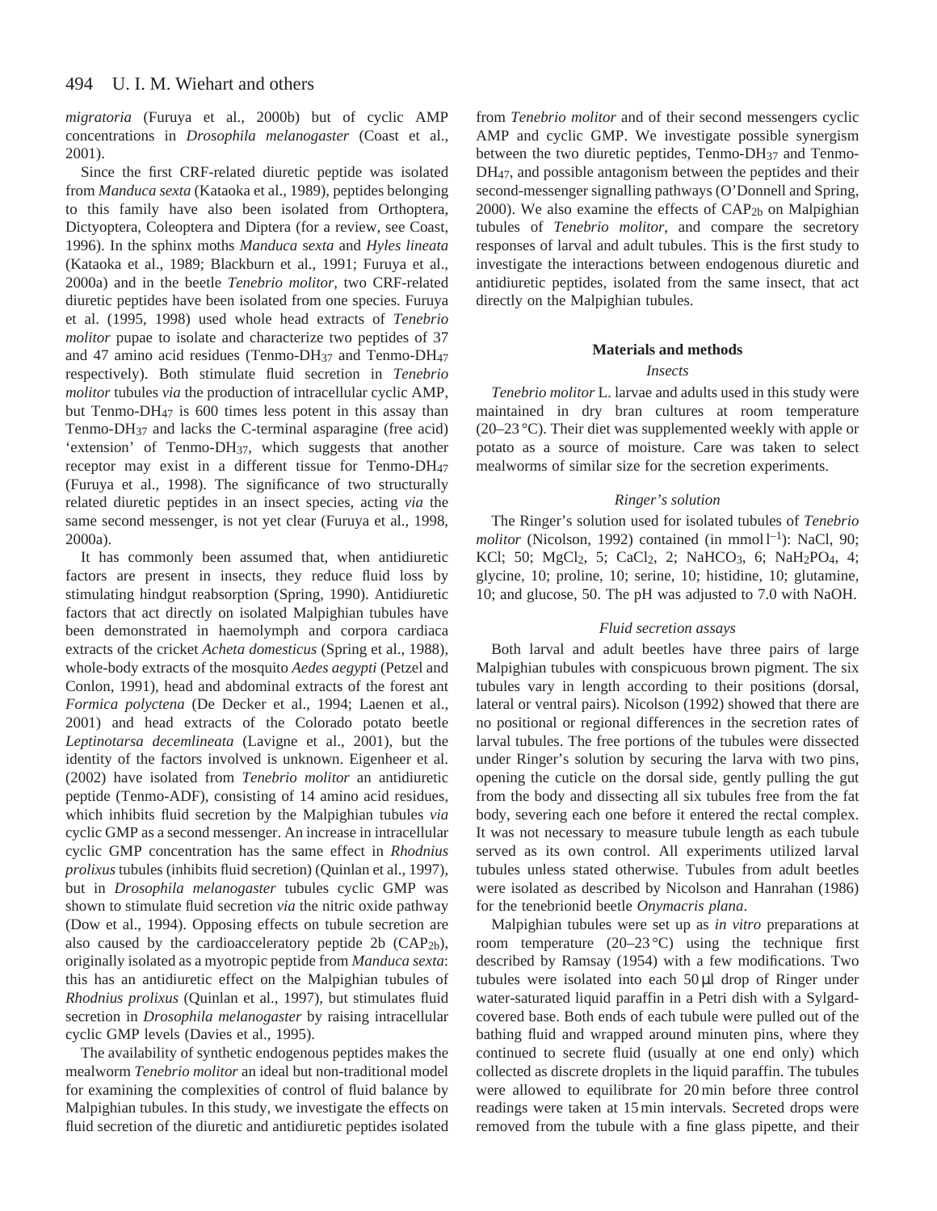*migratoria* (Furuya et al., 2000b) but of cyclic AMP concentrations in *Drosophila melanogaster* (Coast et al., 2001).

Since the first CRF-related diuretic peptide was isolated from *Manduca sexta* (Kataoka et al., 1989), peptides belonging to this family have also been isolated from Orthoptera, Dictyoptera, Coleoptera and Diptera (for a review, see Coast, 1996). In the sphinx moths *Manduca sexta* and *Hyles lineata* (Kataoka et al., 1989; Blackburn et al., 1991; Furuya et al., 2000a) and in the beetle *Tenebrio molitor*, two CRF-related diuretic peptides have been isolated from one species. Furuya et al. (1995, 1998) used whole head extracts of *Tenebrio molitor* pupae to isolate and characterize two peptides of 37 and 47 amino acid residues (Tenmo-$DH_{37}$ and Tenmo-$DH_{47}$ respectively). Both stimulate fluid secretion in *Tenebrio molitor* tubules *via* the production of intracellular cyclic AMP, but Tenmo-$DH_{47}$ is 600 times less potent in this assay than Tenmo-$DH_{37}$ and lacks the C-terminal asparagine (free acid) 'extension' of Tenmo-$DH_{37}$, which suggests that another receptor may exist in a different tissue for Tenmo-$DH_{47}$ (Furuya et al., 1998). The significance of two structurally related diuretic peptides in an insect species, acting *via* the same second messenger, is not yet clear (Furuya et al., 1998, 2000a).

It has commonly been assumed that, when antidiuretic factors are present in insects, they reduce fluid loss by stimulating hindgut reabsorption (Spring, 1990). Antidiuretic factors that act directly on isolated Malpighian tubules have been demonstrated in haemolymph and corpora cardiaca extracts of the cricket *Acheta domesticus* (Spring et al., 1988), whole-body extracts of the mosquito *Aedes aegypti* (Petzel and Conlon, 1991), head and abdominal extracts of the forest ant *Formica polyctena* (De Decker et al., 1994; Laenen et al., 2001) and head extracts of the Colorado potato beetle *Leptinotarsa decemlineata* (Lavigne et al., 2001), but the identity of the factors involved is unknown. Eigenheer et al. (2002) have isolated from *Tenebrio molitor* an antidiuretic peptide (Tenmo-ADF), consisting of 14 amino acid residues, which inhibits fluid secretion by the Malpighian tubules *via* cyclic GMP as a second messenger. An increase in intracellular cyclic GMP concentration has the same effect in *Rhodnius prolixus* tubules (inhibits fluid secretion) (Quinlan et al., 1997), but in *Drosophila melanogaster* tubules cyclic GMP was shown to stimulate fluid secretion *via* the nitric oxide pathway (Dow et al., 1994). Opposing effects on tubule secretion are also caused by the cardioacceleratory peptide 2b ($CAP_{2b}$), originally isolated as a myotropic peptide from *Manduca sexta*: this has an antidiuretic effect on the Malpighian tubules of *Rhodnius prolixus* (Quinlan et al., 1997), but stimulates fluid secretion in *Drosophila melanogaster* by raising intracellular cyclic GMP levels (Davies et al., 1995).

The availability of synthetic endogenous peptides makes the mealworm *Tenebrio molitor* an ideal but non-traditional model for examining the complexities of control of fluid balance by Malpighian tubules. In this study, we investigate the effects on fluid secretion of the diuretic and antidiuretic peptides isolated from *Tenebrio molitor* and of their second messengers cyclic AMP and cyclic GMP. We investigate possible synergism between the two diuretic peptides, Tenmo-$DH_{37}$ and Tenmo-$DH_{47}$, and possible antagonism between the peptides and their second-messenger signalling pathways (O'Donnell and Spring, 2000). We also examine the effects of $CAP_{2b}$ on Malpighian tubules of *Tenebrio molitor*, and compare the secretory responses of larval and adult tubules. This is the first study to investigate the interactions between endogenous diuretic and antidiuretic peptides, isolated from the same insect, that act directly on the Malpighian tubules.

## Materials and methods

### *Insects*

*Tenebrio molitor* L. larvae and adults used in this study were maintained in dry bran cultures at room temperature (20–23 °C). Their diet was supplemented weekly with apple or potato as a source of moisture. Care was taken to select mealworms of similar size for the secretion experiments.

### *Ringer's solution*

The Ringer's solution used for isolated tubules of *Tenebrio molitor* (Nicolson, 1992) contained (in mmol $l^{-1}$): NaCl, 90; KCl; 50; $MgCl_2$, 5; $CaCl_2$, 2; $NaHCO_3$, 6; $NaH_2PO_4$, 4; glycine, 10; proline, 10; serine, 10; histidine, 10; glutamine, 10; and glucose, 50. The pH was adjusted to 7.0 with NaOH.

### *Fluid secretion assays*

Both larval and adult beetles have three pairs of large Malpighian tubules with conspicuous brown pigment. The six tubules vary in length according to their positions (dorsal, lateral or ventral pairs). Nicolson (1992) showed that there are no positional or regional differences in the secretion rates of larval tubules. The free portions of the tubules were dissected under Ringer's solution by securing the larva with two pins, opening the cuticle on the dorsal side, gently pulling the gut from the body and dissecting all six tubules free from the fat body, severing each one before it entered the rectal complex. It was not necessary to measure tubule length as each tubule served as its own control. All experiments utilized larval tubules unless stated otherwise. Tubules from adult beetles were isolated as described by Nicolson and Hanrahan (1986) for the tenebrionid beetle *Onymacris plana*.

Malpighian tubules were set up as *in vitro* preparations at room temperature (20–23 °C) using the technique first described by Ramsay (1954) with a few modifications. Two tubules were isolated into each 50 μl drop of Ringer under water-saturated liquid paraffin in a Petri dish with a Sylgard-covered base. Both ends of each tubule were pulled out of the bathing fluid and wrapped around minuten pins, where they continued to secrete fluid (usually at one end only) which collected as discrete droplets in the liquid paraffin. The tubules were allowed to equilibrate for 20 min before three control readings were taken at 15 min intervals. Secreted drops were removed from the tubule with a fine glass pipette, and their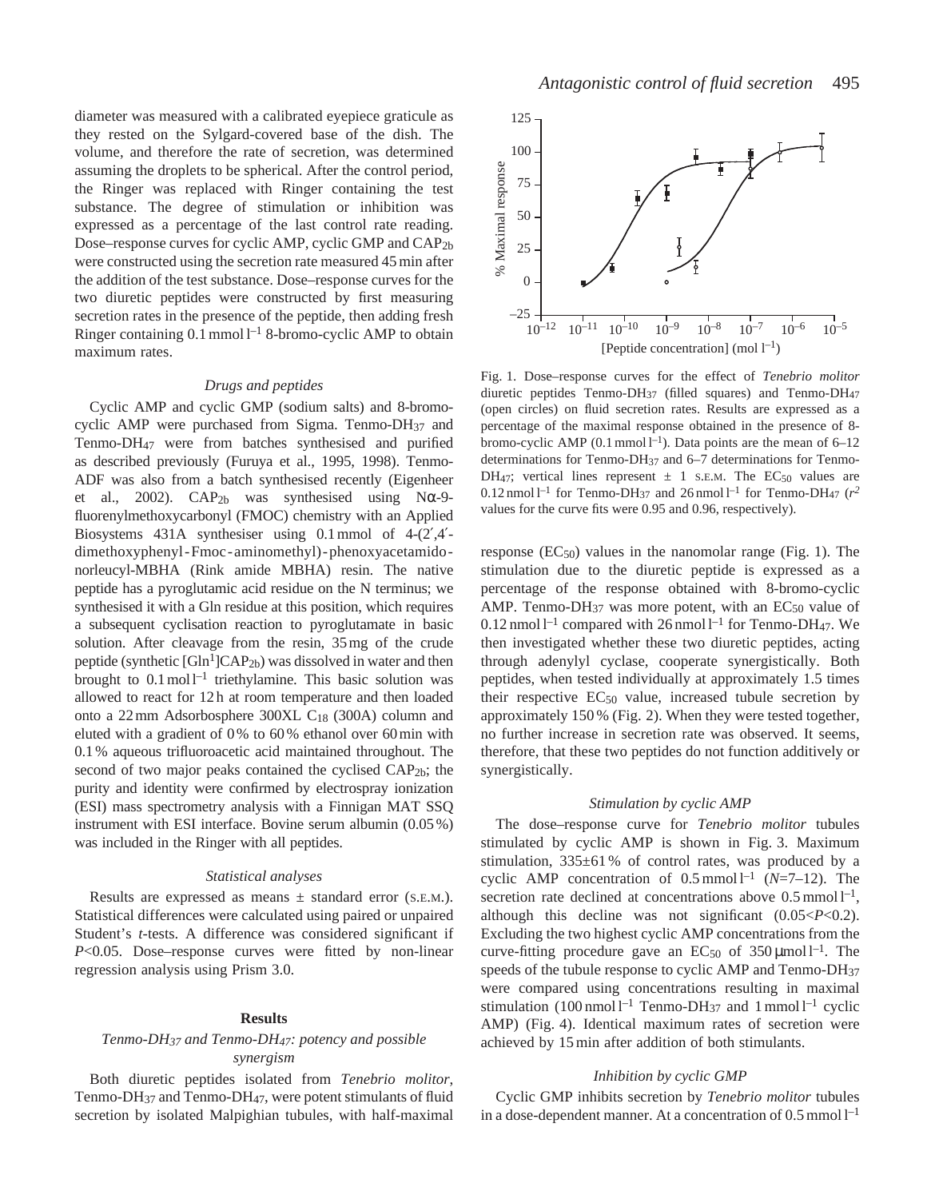diameter was measured with a calibrated eyepiece graticule as they rested on the Sylgard-covered base of the dish. The volume, and therefore the rate of secretion, was determined assuming the droplets to be spherical. After the control period, the Ringer was replaced with Ringer containing the test substance. The degree of stimulation or inhibition was expressed as a percentage of the last control rate reading. Dose–response curves for cyclic AMP, cyclic GMP and $CAP_{2b}$ were constructed using the secretion rate measured 45 min after the addition of the test substance. Dose–response curves for the two diuretic peptides were constructed by first measuring secretion rates in the presence of the peptide, then adding fresh Ringer containing $0.1\,mmol\,l^{-1}$ 8-bromo-cyclic AMP to obtain maximum rates.

### *Drugs and peptides*

Cyclic AMP and cyclic GMP (sodium salts) and 8-bromo-cyclic AMP were purchased from Sigma. Tenmo-$DH_{37}$ and Tenmo-$DH_{47}$ were from batches synthesised and purified as described previously (Furuya et al., 1995, 1998). Tenmo-ADF was also from a batch synthesised recently (Eigenheer et al., 2002). $CAP_{2b}$ was synthesised using Nα-9-fluorenylmethoxycarbonyl (FMOC) chemistry with an Applied Biosystems 431A synthesiser using 0.1 mmol of 4-(2′,4′-dimethoxyphenyl-Fmoc-aminomethyl)-phenoxyacetamido-norleucyl-MBHA (Rink amide MBHA) resin. The native peptide has a pyroglutamic acid residue on the N terminus; we synthesised it with a Gln residue at this position, which requires a subsequent cyclisation reaction to pyroglutamate in basic solution. After cleavage from the resin, 35 mg of the crude peptide (synthetic [$Gln^1$]$CAP_{2b}$) was dissolved in water and then brought to $0.1\,mol\,l^{-1}$ triethylamine. This basic solution was allowed to react for 12 h at room temperature and then loaded onto a 22 mm Adsorbosphere 300XL $C_{18}$ (300A) column and eluted with a gradient of 0 % to 60 % ethanol over 60 min with 0.1 % aqueous trifluoroacetic acid maintained throughout. The second of two major peaks contained the cyclised $CAP_{2b}$; the purity and identity were confirmed by electrospray ionization (ESI) mass spectrometry analysis with a Finnigan MAT SSQ instrument with ESI interface. Bovine serum albumin (0.05 %) was included in the Ringer with all peptides.

### *Statistical analyses*

Results are expressed as means ± standard error (S.E.M.). Statistical differences were calculated using paired or unpaired Student's *t*-tests. A difference was considered significant if $P<0.05$. Dose–response curves were fitted by non-linear regression analysis using Prism 3.0.

## Results

### *Tenmo-$DH_{37}$ and Tenmo-$DH_{47}$: potency and possible synergism*

Both diuretic peptides isolated from *Tenebrio molitor*, Tenmo-$DH_{37}$ and Tenmo-$DH_{47}$, were potent stimulants of fluid secretion by isolated Malpighian tubules, with half-maximal response ($EC_{50}$) values in the nanomolar range (Fig. 1). The stimulation due to the diuretic peptide is expressed as a percentage of the response obtained with 8-bromo-cyclic AMP. Tenmo-$DH_{37}$ was more potent, with an $EC_{50}$ value of $0.12\,nmol\,l^{-1}$ compared with $26\,nmol\,l^{-1}$ for Tenmo-$DH_{47}$. We then investigated whether these two diuretic peptides, acting through adenylyl cyclase, cooperate synergistically. Both peptides, when tested individually at approximately 1.5 times their respective $EC_{50}$ value, increased tubule secretion by approximately 150 % (Fig. 2). When they were tested together, no further increase in secretion rate was observed. It seems, therefore, that these two peptides do not function additively or synergistically.

Fig. 1. Dose–response curves for the effect of *Tenebrio molitor* diuretic peptides Tenmo-$DH_{37}$ (filled squares) and Tenmo-$DH_{47}$ (open circles) on fluid secretion rates. Results are expressed as a percentage of the maximal response obtained in the presence of 8-bromo-cyclic AMP ($0.1\,mmol\,l^{-1}$). Data points are the mean of 6–12 determinations for Tenmo-$DH_{37}$ and 6–7 determinations for Tenmo-$DH_{47}$; vertical lines represent ± 1 S.E.M. The $EC_{50}$ values are $0.12\,nmol\,l^{-1}$ for Tenmo-$DH_{37}$ and $26\,nmol\,l^{-1}$ for Tenmo-$DH_{47}$ ($r^2$ values for the curve fits were 0.95 and 0.96, respectively).

### *Stimulation by cyclic AMP*

The dose–response curve for *Tenebrio molitor* tubules stimulated by cyclic AMP is shown in Fig. 3. Maximum stimulation, 335±61 % of control rates, was produced by a cyclic AMP concentration of $0.5\,mmol\,l^{-1}$ ($N$=7–12). The secretion rate declined at concentrations above $0.5\,mmol\,l^{-1}$, although this decline was not significant ($0.05<P<0.2$). Excluding the two highest cyclic AMP concentrations from the curve-fitting procedure gave an $EC_{50}$ of $350\,\mu mol\,l^{-1}$. The speeds of the tubule response to cyclic AMP and Tenmo-$DH_{37}$ were compared using concentrations resulting in maximal stimulation ($100\,nmol\,l^{-1}$ Tenmo-$DH_{37}$ and $1\,mmol\,l^{-1}$ cyclic AMP) (Fig. 4). Identical maximum rates of secretion were achieved by 15 min after addition of both stimulants.

### *Inhibition by cyclic GMP*

Cyclic GMP inhibits secretion by *Tenebrio molitor* tubules in a dose-dependent manner. At a concentration of $0.5\,mmol\,l^{-1}$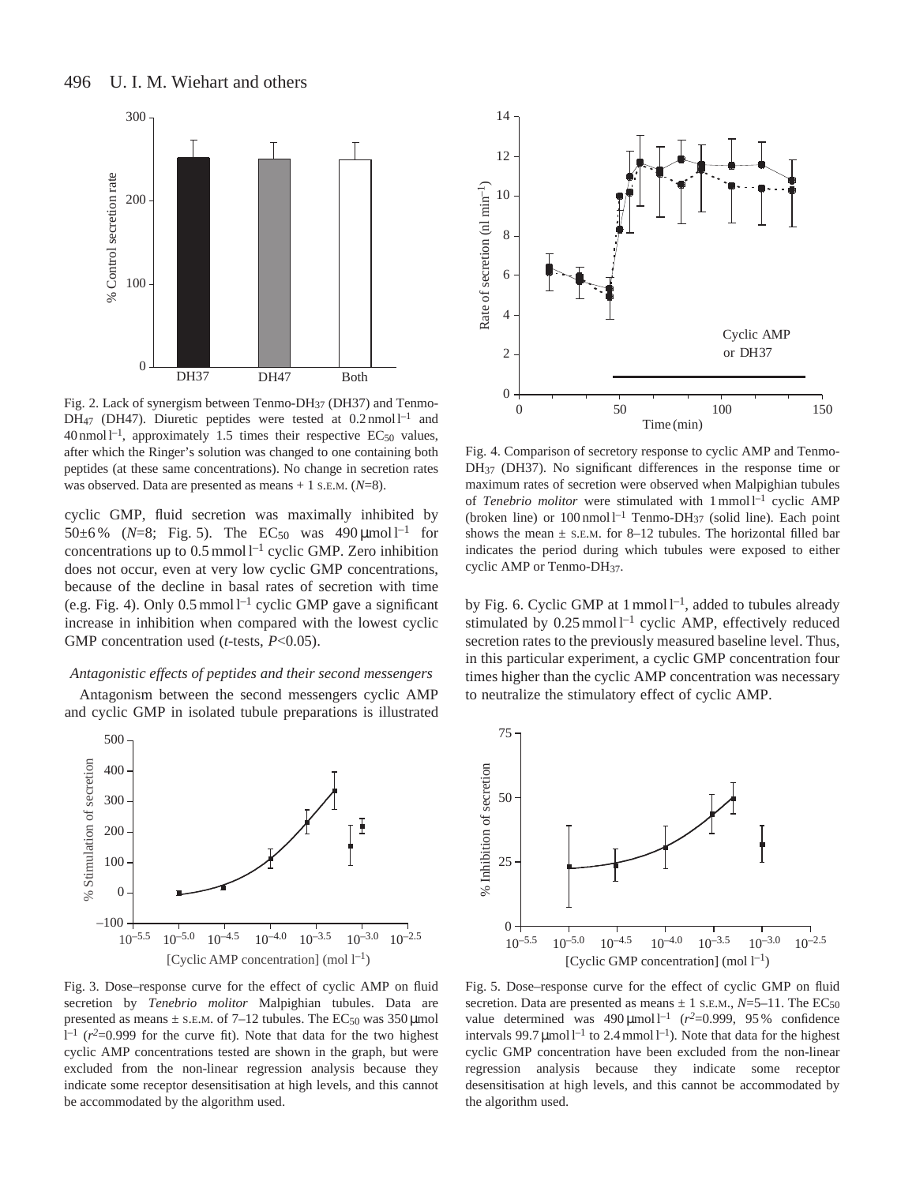Fig. 2. Lack of synergism between Tenmo-$DH_{37}$ (DH37) and Tenmo-$DH_{47}$ (DH47). Diuretic peptides were tested at $0.2\,nmol\,l^{-1}$ and $40\,nmol\,l^{-1}$, approximately 1.5 times their respective $EC_{50}$ values, after which the Ringer's solution was changed to one containing both peptides (at these same concentrations). No change in secretion rates was observed. Data are presented as means + 1 S.E.M. ($N$=8).

cyclic GMP, fluid secretion was maximally inhibited by 50±6% ($N$=8; Fig. 5). The $EC_{50}$ was $490\,\mu mol\,l^{-1}$ for concentrations up to $0.5\,mmol\,l^{-1}$ cyclic GMP. Zero inhibition does not occur, even at very low cyclic GMP concentrations, because of the decline in basal rates of secretion with time (e.g. Fig. 4). Only $0.5\,mmol\,l^{-1}$ cyclic GMP gave a significant increase in inhibition when compared with the lowest cyclic GMP concentration used ($t$-tests, $P$<0.05).

### *Antagonistic effects of peptides and their second messengers*

Antagonism between the second messengers cyclic AMP and cyclic GMP in isolated tubule preparations is illustrated by Fig. 6. Cyclic GMP at $1\,mmol\,l^{-1}$, added to tubules already stimulated by $0.25\,mmol\,l^{-1}$ cyclic AMP, effectively reduced secretion rates to the previously measured baseline level. Thus, in this particular experiment, a cyclic GMP concentration four times higher than the cyclic AMP concentration was necessary to neutralize the stimulatory effect of cyclic AMP.

Fig. 4. Comparison of secretory response to cyclic AMP and Tenmo-$DH_{37}$ (DH37). No significant differences in the response time or maximum rates of secretion were observed when Malpighian tubules of *Tenebrio molitor* were stimulated with $1\,mmol\,l^{-1}$ cyclic AMP (broken line) or $100\,nmol\,l^{-1}$ Tenmo-$DH_{37}$ (solid line). Each point shows the mean ± S.E.M. for 8–12 tubules. The horizontal filled bar indicates the period during which tubules were exposed to either cyclic AMP or Tenmo-$DH_{37}$.

Fig. 3. Dose–response curve for the effect of cyclic AMP on fluid secretion by *Tenebrio molitor* Malpighian tubules. Data are presented as means ± S.E.M. of 7–12 tubules. The $EC_{50}$ was $350\,\mu mol\,l^{-1}$ ($r^2$=0.999 for the curve fit). Note that data for the two highest cyclic AMP concentrations tested are shown in the graph, but were excluded from the non-linear regression analysis because they indicate some receptor desensitisation at high levels, and this cannot be accommodated by the algorithm used.

Fig. 5. Dose–response curve for the effect of cyclic GMP on fluid secretion. Data are presented as means ± 1 S.E.M., $N$=5–11. The $EC_{50}$ value determined was $490\,\mu mol\,l^{-1}$ ($r^2$=0.999, 95% confidence intervals $99.7\,\mu mol\,l^{-1}$ to $2.4\,mmol\,l^{-1}$). Note that data for the highest cyclic GMP concentration have been excluded from the non-linear regression analysis because they indicate some receptor desensitisation at high levels, and this cannot be accommodated by the algorithm used.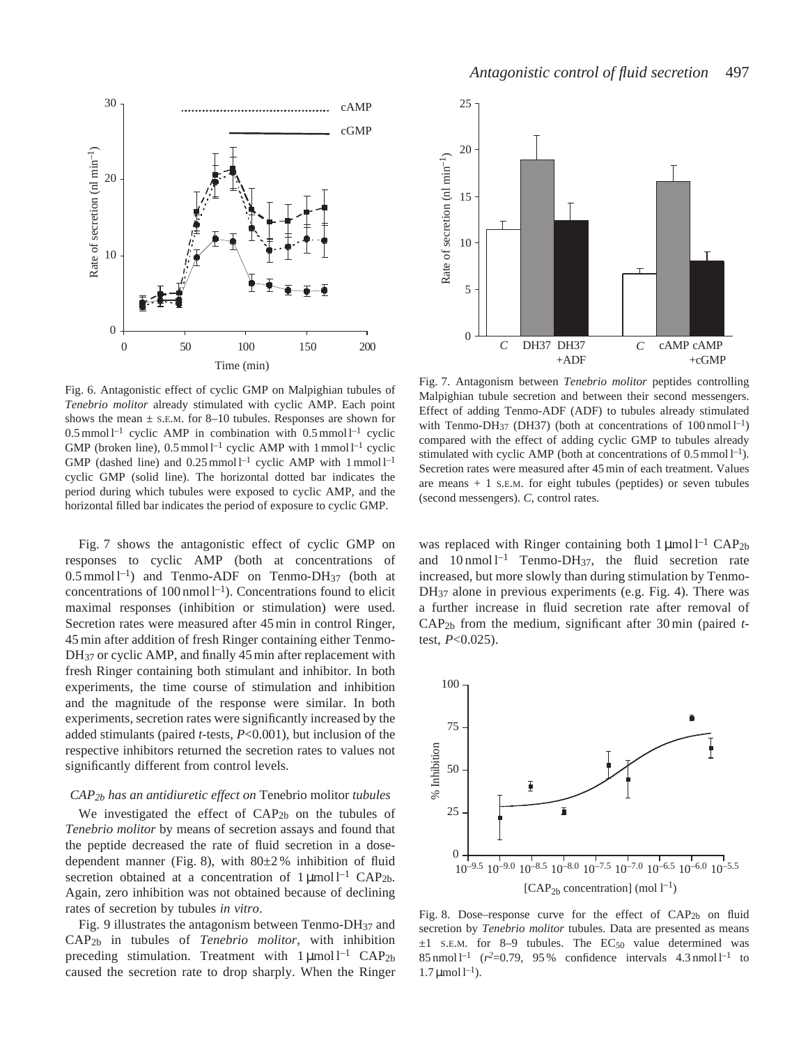Fig. 6. Antagonistic effect of cyclic GMP on Malpighian tubules of *Tenebrio molitor* already stimulated with cyclic AMP. Each point shows the mean ± S.E.M. for 8–10 tubules. Responses are shown for $0.5\,\text{mmol}\,l^{-1}$ cyclic AMP in combination with $0.5\,\text{mmol}\,l^{-1}$ cyclic GMP (broken line), $0.5\,\text{mmol}\,l^{-1}$ cyclic AMP with $1\,\text{mmol}\,l^{-1}$ cyclic GMP (dashed line) and $0.25\,\text{mmol}\,l^{-1}$ cyclic AMP with $1\,\text{mmol}\,l^{-1}$ cyclic GMP (solid line). The horizontal dotted bar indicates the period during which tubules were exposed to cyclic AMP, and the horizontal filled bar indicates the period of exposure to cyclic GMP.

Fig. 7. Antagonism between *Tenebrio molitor* peptides controlling Malpighian tubule secretion and between their second messengers. Effect of adding Tenmo-ADF (ADF) to tubules already stimulated with Tenmo-$DH_{37}$ (DH37) (both at concentrations of $100\,\text{nmol}\,l^{-1}$) compared with the effect of adding cyclic GMP to tubules already stimulated with cyclic AMP (both at concentrations of $0.5\,\text{mmol}\,l^{-1}$). Secretion rates were measured after 45 min of each treatment. Values are means + 1 S.E.M. for eight tubules (peptides) or seven tubules (second messengers). *C*, control rates.

Fig. 7 shows the antagonistic effect of cyclic GMP on responses to cyclic AMP (both at concentrations of $0.5\,\text{mmol}\,l^{-1}$) and Tenmo-ADF on Tenmo-$DH_{37}$ (both at concentrations of $100\,\text{nmol}\,l^{-1}$). Concentrations found to elicit maximal responses (inhibition or stimulation) were used. Secretion rates were measured after 45 min in control Ringer, 45 min after addition of fresh Ringer containing either Tenmo-$DH_{37}$ or cyclic AMP, and finally 45 min after replacement with fresh Ringer containing both stimulant and inhibitor. In both experiments, the time course of stimulation and inhibition and the magnitude of the response were similar. In both experiments, secretion rates were significantly increased by the added stimulants (paired *t*-tests, $P<0.001$), but inclusion of the respective inhibitors returned the secretion rates to values not significantly different from control levels.

### $CAP_{2b}$ *has an antidiuretic effect on* Tenebrio molitor *tubules*

We investigated the effect of $CAP_{2b}$ on the tubules of *Tenebrio molitor* by means of secretion assays and found that the peptide decreased the rate of fluid secretion in a dose-dependent manner (Fig. 8), with 80±2 % inhibition of fluid secretion obtained at a concentration of $1\,\mu\text{mol}\,l^{-1}$ $CAP_{2b}$. Again, zero inhibition was not obtained because of declining rates of secretion by tubules *in vitro*.

Fig. 9 illustrates the antagonism between Tenmo-$DH_{37}$ and $CAP_{2b}$ in tubules of *Tenebrio molitor*, with inhibition preceding stimulation. Treatment with $1\,\mu\text{mol}\,l^{-1}$ $CAP_{2b}$ caused the secretion rate to drop sharply. When the Ringer was replaced with Ringer containing both $1\,\mu\text{mol}\,l^{-1}$ $CAP_{2b}$ and $10\,\text{nmol}\,l^{-1}$ Tenmo-$DH_{37}$, the fluid secretion rate increased, but more slowly than during stimulation by Tenmo-$DH_{37}$ alone in previous experiments (e.g. Fig. 4). There was a further increase in fluid secretion rate after removal of $CAP_{2b}$ from the medium, significant after 30 min (paired *t*-test, $P<0.025$).

Fig. 8. Dose–response curve for the effect of $CAP_{2b}$ on fluid secretion by *Tenebrio molitor* tubules. Data are presented as means ±1 S.E.M. for 8–9 tubules. The $EC_{50}$ value determined was $85\,\text{nmol}\,l^{-1}$ ($r^2$=0.79, 95 % confidence intervals $4.3\,\text{nmol}\,l^{-1}$ to $1.7\,\mu\text{mol}\,l^{-1}$).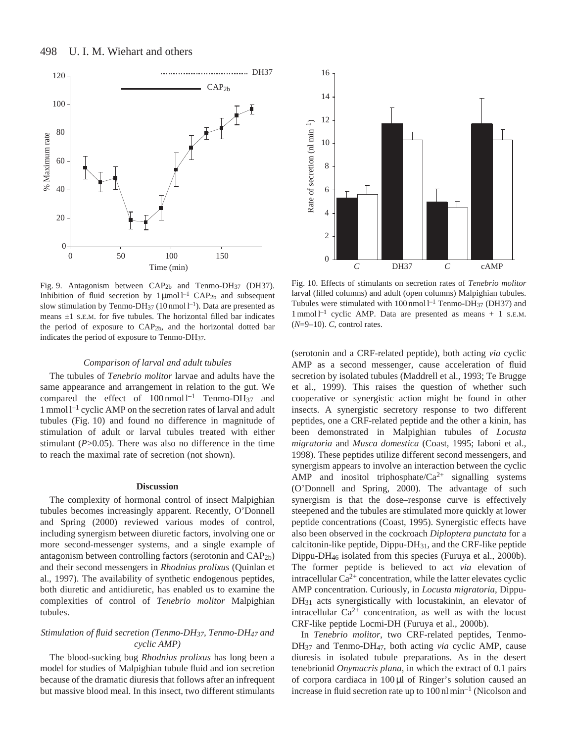Fig. 9. Antagonism between $CAP_{2b}$ and Tenmo-$DH_{37}$ (DH37). Inhibition of fluid secretion by $1\,\mu mol\,l^{-1}$ $CAP_{2b}$ and subsequent slow stimulation by Tenmo-$DH_{37}$ ($10\,nmol\,l^{-1}$). Data are presented as means $\pm 1$ S.E.M. for five tubules. The horizontal filled bar indicates the period of exposure to $CAP_{2b}$, and the horizontal dotted bar indicates the period of exposure to Tenmo-$DH_{37}$.

Fig. 10. Effects of stimulants on secretion rates of *Tenebrio molitor* larval (filled columns) and adult (open columns) Malpighian tubules. Tubules were stimulated with $100\,nmol\,l^{-1}$ Tenmo-$DH_{37}$ (DH37) and $1\,mmol\,l^{-1}$ cyclic AMP. Data are presented as means + 1 S.E.M. ($N$=9–10). *C*, control rates.

### *Comparison of larval and adult tubules*

The tubules of *Tenebrio molitor* larvae and adults have the same appearance and arrangement in relation to the gut. We compared the effect of $100\,nmol\,l^{-1}$ Tenmo-$DH_{37}$ and $1\,mmol\,l^{-1}$ cyclic AMP on the secretion rates of larval and adult tubules (Fig. 10) and found no difference in magnitude of stimulation of adult or larval tubules treated with either stimulant ($P$>0.05). There was also no difference in the time to reach the maximal rate of secretion (not shown).

## Discussion

The complexity of hormonal control of insect Malpighian tubules becomes increasingly apparent. Recently, O'Donnell and Spring (2000) reviewed various modes of control, including synergism between diuretic factors, involving one or more second-messenger systems, and a single example of antagonism between controlling factors (serotonin and $CAP_{2b}$) and their second messengers in *Rhodnius prolixus* (Quinlan et al., 1997). The availability of synthetic endogenous peptides, both diuretic and antidiuretic, has enabled us to examine the complexities of control of *Tenebrio molitor* Malpighian tubules.

### *Stimulation of fluid secretion (Tenmo-$DH_{37}$, Tenmo-$DH_{47}$ and cyclic AMP)*

The blood-sucking bug *Rhodnius prolixus* has long been a model for studies of Malpighian tubule fluid and ion secretion because of the dramatic diuresis that follows after an infrequent but massive blood meal. In this insect, two different stimulants (serotonin and a CRF-related peptide), both acting *via* cyclic AMP as a second messenger, cause acceleration of fluid secretion by isolated tubules (Maddrell et al., 1993; Te Brugge et al., 1999). This raises the question of whether such cooperative or synergistic action might be found in other insects. A synergistic secretory response to two different peptides, one a CRF-related peptide and the other a kinin, has been demonstrated in Malpighian tubules of *Locusta migratoria* and *Musca domestica* (Coast, 1995; Iaboni et al., 1998). These peptides utilize different second messengers, and synergism appears to involve an interaction between the cyclic AMP and inositol triphosphate/$Ca^{2+}$ signalling systems (O'Donnell and Spring, 2000). The advantage of such synergism is that the dose–response curve is effectively steepened and the tubules are stimulated more quickly at lower peptide concentrations (Coast, 1995). Synergistic effects have also been observed in the cockroach *Diploptera punctata* for a calcitonin-like peptide, Dippu-$DH_{31}$, and the CRF-like peptide Dippu-$DH_{46}$ isolated from this species (Furuya et al., 2000b). The former peptide is believed to act *via* elevation of intracellular $Ca^{2+}$ concentration, while the latter elevates cyclic AMP concentration. Curiously, in *Locusta migratoria*, Dippu-$DH_{31}$ acts synergistically with locustakinin, an elevator of intracellular $Ca^{2+}$ concentration, as well as with the locust CRF-like peptide Locmi-DH (Furuya et al., 2000b).

In *Tenebrio molitor*, two CRF-related peptides, Tenmo-$DH_{37}$ and Tenmo-$DH_{47}$, both acting *via* cyclic AMP, cause diuresis in isolated tubule preparations. As in the desert tenebrionid *Onymacris plana*, in which the extract of 0.1 pairs of corpora cardiaca in $100\,\mu l$ of Ringer's solution caused an increase in fluid secretion rate up to $100\,nl\,min^{-1}$ (Nicolson and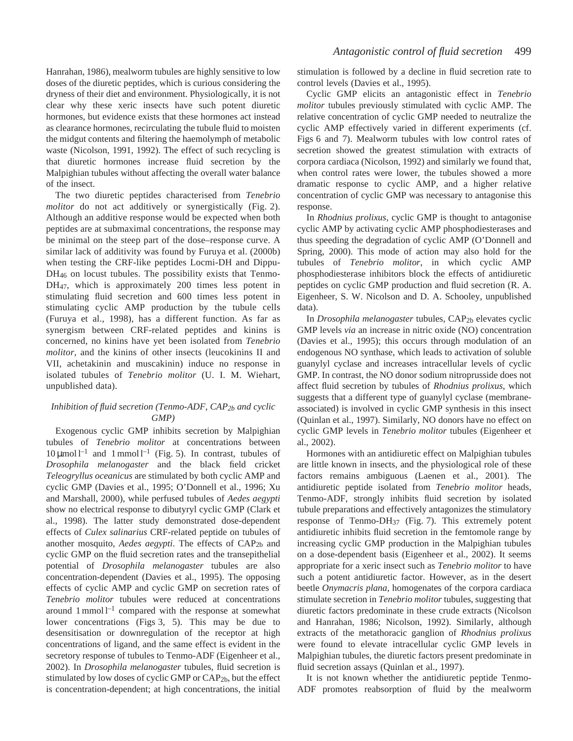Hanrahan, 1986), mealworm tubules are highly sensitive to low doses of the diuretic peptides, which is curious considering the dryness of their diet and environment. Physiologically, it is not clear why these xeric insects have such potent diuretic hormones, but evidence exists that these hormones act instead as clearance hormones, recirculating the tubule fluid to moisten the midgut contents and filtering the haemolymph of metabolic waste (Nicolson, 1991, 1992). The effect of such recycling is that diuretic hormones increase fluid secretion by the Malpighian tubules without affecting the overall water balance of the insect.

The two diuretic peptides characterised from *Tenebrio molitor* do not act additively or synergistically (Fig. 2). Although an additive response would be expected when both peptides are at submaximal concentrations, the response may be minimal on the steep part of the dose–response curve. A similar lack of additivity was found by Furuya et al. (2000b) when testing the CRF-like peptides Locmi-DH and Dippu-$DH_{46}$ on locust tubules. The possibility exists that Tenmo-$DH_{47}$, which is approximately 200 times less potent in stimulating fluid secretion and 600 times less potent in stimulating cyclic AMP production by the tubule cells (Furuya et al., 1998), has a different function. As far as synergism between CRF-related peptides and kinins is concerned, no kinins have yet been isolated from *Tenebrio molitor*, and the kinins of other insects (leucokinins II and VII, achetakinin and muscakinin) induce no response in isolated tubules of *Tenebrio molitor* (U. I. M. Wiehart, unpublished data).

### *Inhibition of fluid secretion (Tenmo-ADF, $CAP_{2b}$ and cyclic GMP)*

Exogenous cyclic GMP inhibits secretion by Malpighian tubules of *Tenebrio molitor* at concentrations between $10\,\mu mol\,l^{-1}$ and $1\,mmol\,l^{-1}$ (Fig. 5). In contrast, tubules of *Drosophila melanogaster* and the black field cricket *Teleogryllus oceanicus* are stimulated by both cyclic AMP and cyclic GMP (Davies et al., 1995; O'Donnell et al., 1996; Xu and Marshall, 2000), while perfused tubules of *Aedes aegypti* show no electrical response to dibutyryl cyclic GMP (Clark et al., 1998). The latter study demonstrated dose-dependent effects of *Culex salinarius* CRF-related peptide on tubules of another mosquito, *Aedes aegypti*. The effects of $CAP_{2b}$ and cyclic GMP on the fluid secretion rates and the transepithelial potential of *Drosophila melanogaster* tubules are also concentration-dependent (Davies et al., 1995). The opposing effects of cyclic AMP and cyclic GMP on secretion rates of *Tenebrio molitor* tubules were reduced at concentrations around $1\,mmol\,l^{-1}$ compared with the response at somewhat lower concentrations (Figs 3, 5). This may be due to desensitisation or downregulation of the receptor at high concentrations of ligand, and the same effect is evident in the secretory response of tubules to Tenmo-ADF (Eigenheer et al., 2002). In *Drosophila melanogaster* tubules, fluid secretion is stimulated by low doses of cyclic GMP or $CAP_{2b}$, but the effect is concentration-dependent; at high concentrations, the initial stimulation is followed by a decline in fluid secretion rate to control levels (Davies et al., 1995).

Cyclic GMP elicits an antagonistic effect in *Tenebrio molitor* tubules previously stimulated with cyclic AMP. The relative concentration of cyclic GMP needed to neutralize the cyclic AMP effectively varied in different experiments (cf. Figs 6 and 7). Mealworm tubules with low control rates of secretion showed the greatest stimulation with extracts of corpora cardiaca (Nicolson, 1992) and similarly we found that, when control rates were lower, the tubules showed a more dramatic response to cyclic AMP, and a higher relative concentration of cyclic GMP was necessary to antagonise this response.

In *Rhodnius prolixus*, cyclic GMP is thought to antagonise cyclic AMP by activating cyclic AMP phosphodiesterases and thus speeding the degradation of cyclic AMP (O'Donnell and Spring, 2000). This mode of action may also hold for the tubules of *Tenebrio molitor*, in which cyclic AMP phosphodiesterase inhibitors block the effects of antidiuretic peptides on cyclic GMP production and fluid secretion (R. A. Eigenheer, S. W. Nicolson and D. A. Schooley, unpublished data).

In *Drosophila melanogaster* tubules, $CAP_{2b}$ elevates cyclic GMP levels *via* an increase in nitric oxide (NO) concentration (Davies et al., 1995); this occurs through modulation of an endogenous NO synthase, which leads to activation of soluble guanylyl cyclase and increases intracellular levels of cyclic GMP. In contrast, the NO donor sodium nitroprusside does not affect fluid secretion by tubules of *Rhodnius prolixus*, which suggests that a different type of guanylyl cyclase (membrane-associated) is involved in cyclic GMP synthesis in this insect (Quinlan et al., 1997). Similarly, NO donors have no effect on cyclic GMP levels in *Tenebrio molitor* tubules (Eigenheer et al., 2002).

Hormones with an antidiuretic effect on Malpighian tubules are little known in insects, and the physiological role of these factors remains ambiguous (Laenen et al., 2001). The antidiuretic peptide isolated from *Tenebrio molitor* heads, Tenmo-ADF, strongly inhibits fluid secretion by isolated tubule preparations and effectively antagonizes the stimulatory response of Tenmo-$DH_{37}$ (Fig. 7). This extremely potent antidiuretic inhibits fluid secretion in the femtomole range by increasing cyclic GMP production in the Malpighian tubules on a dose-dependent basis (Eigenheer et al., 2002). It seems appropriate for a xeric insect such as *Tenebrio molitor* to have such a potent antidiuretic factor. However, as in the desert beetle *Onymacris plana*, homogenates of the corpora cardiaca stimulate secretion in *Tenebrio molitor* tubules, suggesting that diuretic factors predominate in these crude extracts (Nicolson and Hanrahan, 1986; Nicolson, 1992). Similarly, although extracts of the metathoracic ganglion of *Rhodnius prolixus* were found to elevate intracellular cyclic GMP levels in Malpighian tubules, the diuretic factors present predominate in fluid secretion assays (Quinlan et al., 1997).

It is not known whether the antidiuretic peptide Tenmo-ADF promotes reabsorption of fluid by the mealworm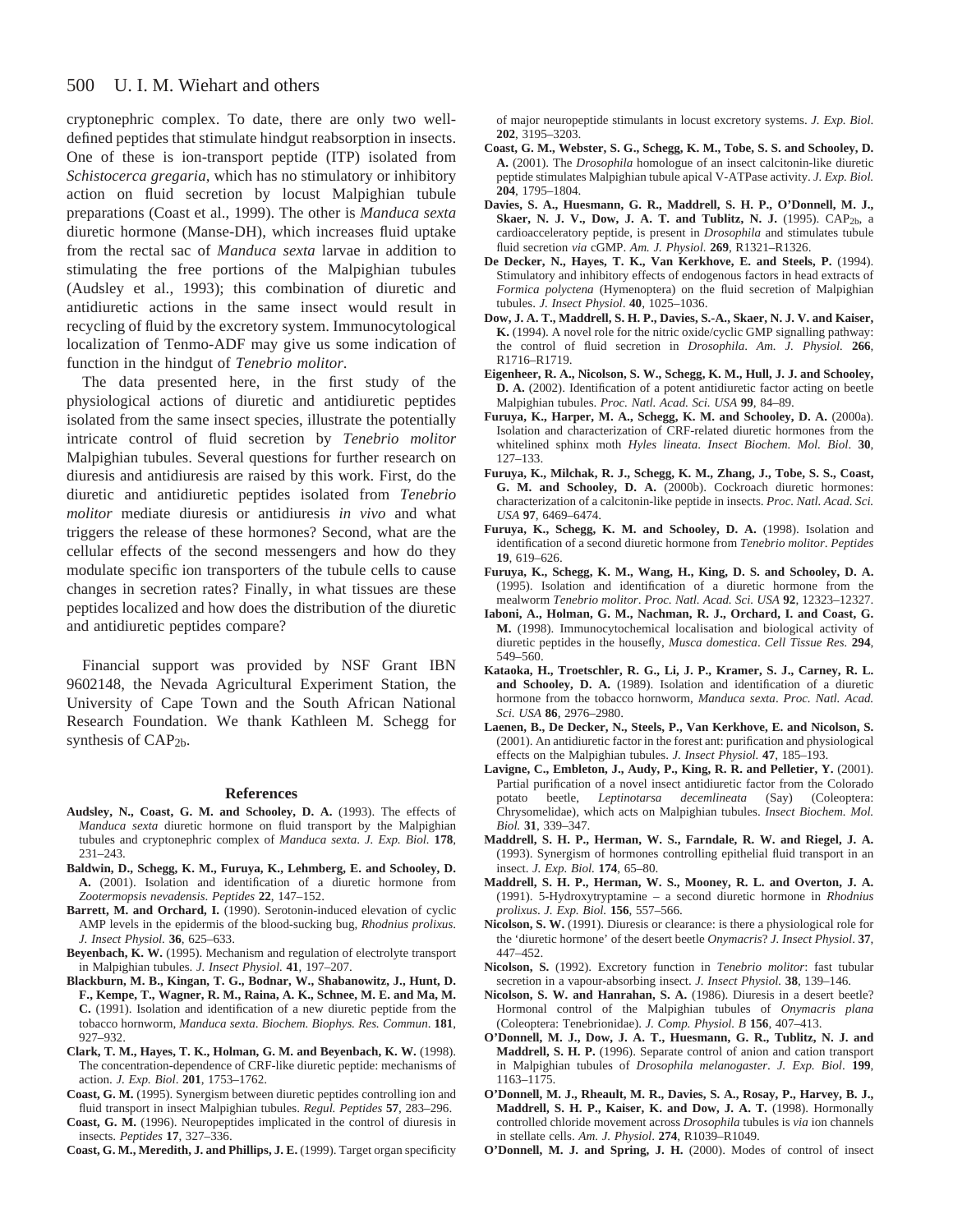cryptonephric complex. To date, there are only two well-defined peptides that stimulate hindgut reabsorption in insects. One of these is ion-transport peptide (ITP) isolated from *Schistocerca gregaria*, which has no stimulatory or inhibitory action on fluid secretion by locust Malpighian tubule preparations (Coast et al., 1999). The other is *Manduca sexta* diuretic hormone (Manse-DH), which increases fluid uptake from the rectal sac of *Manduca sexta* larvae in addition to stimulating the free portions of the Malpighian tubules (Audsley et al., 1993); this combination of diuretic and antidiuretic actions in the same insect would result in recycling of fluid by the excretory system. Immunocytological localization of Tenmo-ADF may give us some indication of function in the hindgut of *Tenebrio molitor*.

The data presented here, in the first study of the physiological actions of diuretic and antidiuretic peptides isolated from the same insect species, illustrate the potentially intricate control of fluid secretion by *Tenebrio molitor* Malpighian tubules. Several questions for further research on diuresis and antidiuresis are raised by this work. First, do the diuretic and antidiuretic peptides isolated from *Tenebrio molitor* mediate diuresis or antidiuresis *in vivo* and what triggers the release of these hormones? Second, what are the cellular effects of the second messengers and how do they modulate specific ion transporters of the tubule cells to cause changes in secretion rates? Finally, in what tissues are these peptides localized and how does the distribution of the diuretic and antidiuretic peptides compare?

Financial support was provided by NSF Grant IBN 9602148, the Nevada Agricultural Experiment Station, the University of Cape Town and the South African National Research Foundation. We thank Kathleen M. Schegg for synthesis of $CAP_{2b}$.

## References

**Audsley, N., Coast, G. M. and Schooley, D. A.** (1993). The effects of *Manduca sexta* diuretic hormone on fluid transport by the Malpighian tubules and cryptonephric complex of *Manduca sexta*. *J. Exp. Biol.* **178**, 231–243.

**Baldwin, D., Schegg, K. M., Furuya, K., Lehmberg, E. and Schooley, D. A.** (2001). Isolation and identification of a diuretic hormone from *Zootermopsis nevadensis*. *Peptides* **22**, 147–152.

**Barrett, M. and Orchard, I.** (1990). Serotonin-induced elevation of cyclic AMP levels in the epidermis of the blood-sucking bug, *Rhodnius prolixus*. *J. Insect Physiol.* **36**, 625–633.

**Beyenbach, K. W.** (1995). Mechanism and regulation of electrolyte transport in Malpighian tubules. *J. Insect Physiol.* **41**, 197–207.

**Blackburn, M. B., Kingan, T. G., Bodnar, W., Shabanowitz, J., Hunt, D. F., Kempe, T., Wagner, R. M., Raina, A. K., Schnee, M. E. and Ma, M. C.** (1991). Isolation and identification of a new diuretic peptide from the tobacco hornworm, *Manduca sexta*. *Biochem. Biophys. Res. Commun.* **181**, 927–932.

**Clark, T. M., Hayes, T. K., Holman, G. M. and Beyenbach, K. W.** (1998). The concentration-dependence of CRF-like diuretic peptide: mechanisms of action. *J. Exp. Biol.* **201**, 1753–1762.

**Coast, G. M.** (1995). Synergism between diuretic peptides controlling ion and fluid transport in insect Malpighian tubules. *Regul. Peptides* **57**, 283–296.

**Coast, G. M.** (1996). Neuropeptides implicated in the control of diuresis in insects. *Peptides* **17**, 327–336.

**Coast, G. M., Meredith, J. and Phillips, J. E.** (1999). Target organ specificity of major neuropeptide stimulants in locust excretory systems. *J. Exp. Biol.* **202**, 3195–3203.

**Coast, G. M., Webster, S. G., Schegg, K. M., Tobe, S. S. and Schooley, D. A.** (2001). The *Drosophila* homologue of an insect calcitonin-like diuretic peptide stimulates Malpighian tubule apical V-ATPase activity. *J. Exp. Biol.* **204**, 1795–1804.

**Davies, S. A., Huesmann, G. R., Maddrell, S. H. P., O'Donnell, M. J., Skaer, N. J. V., Dow, J. A. T. and Tublitz, N. J.** (1995). $CAP_{2b}$, a cardioacceleratory peptide, is present in *Drosophila* and stimulates tubule fluid secretion *via* cGMP. *Am. J. Physiol.* **269**, R1321–R1326.

**De Decker, N., Hayes, T. K., Van Kerkhove, E. and Steels, P.** (1994). Stimulatory and inhibitory effects of endogenous factors in head extracts of *Formica polyctena* (Hymenoptera) on the fluid secretion of Malpighian tubules. *J. Insect Physiol.* **40**, 1025–1036.

**Dow, J. A. T., Maddrell, S. H. P., Davies, S.-A., Skaer, N. J. V. and Kaiser, K.** (1994). A novel role for the nitric oxide/cyclic GMP signalling pathway: the control of fluid secretion in *Drosophila*. *Am. J. Physiol.* **266**, R1716–R1719.

**Eigenheer, R. A., Nicolson, S. W., Schegg, K. M., Hull, J. J. and Schooley, D. A.** (2002). Identification of a potent antidiuretic factor acting on beetle Malpighian tubules. *Proc. Natl. Acad. Sci. USA* **99**, 84–89.

**Furuya, K., Harper, M. A., Schegg, K. M. and Schooley, D. A.** (2000a). Isolation and characterization of CRF-related diuretic hormones from the whitelined sphinx moth *Hyles lineata*. *Insect Biochem. Mol. Biol.* **30**, 127–133.

**Furuya, K., Milchak, R. J., Schegg, K. M., Zhang, J., Tobe, S. S., Coast, G. M. and Schooley, D. A.** (2000b). Cockroach diuretic hormones: characterization of a calcitonin-like peptide in insects. *Proc. Natl. Acad. Sci. USA* **97**, 6469–6474.

**Furuya, K., Schegg, K. M. and Schooley, D. A.** (1998). Isolation and identification of a second diuretic hormone from *Tenebrio molitor*. *Peptides* **19**, 619–626.

**Furuya, K., Schegg, K. M., Wang, H., King, D. S. and Schooley, D. A.** (1995). Isolation and identification of a diuretic hormone from the mealworm *Tenebrio molitor*. *Proc. Natl. Acad. Sci. USA* **92**, 12323–12327.

**Iaboni, A., Holman, G. M., Nachman, R. J., Orchard, I. and Coast, G. M.** (1998). Immunocytochemical localisation and biological activity of diuretic peptides in the housefly, *Musca domestica*. *Cell Tissue Res.* **294**, 549–560.

**Kataoka, H., Troetschler, R. G., Li, J. P., Kramer, S. J., Carney, R. L. and Schooley, D. A.** (1989). Isolation and identification of a diuretic hormone from the tobacco hornworm, *Manduca sexta*. *Proc. Natl. Acad. Sci. USA* **86**, 2976–2980.

**Laenen, B., De Decker, N., Steels, P., Van Kerkhove, E. and Nicolson, S.** (2001). An antidiuretic factor in the forest ant: purification and physiological effects on the Malpighian tubules. *J. Insect Physiol.* **47**, 185–193.

**Lavigne, C., Embleton, J., Audy, P., King, R. R. and Pelletier, Y.** (2001). Partial purification of a novel insect antidiuretic factor from the Colorado potato beetle, *Leptinotarsa decemlineata* (Say) (Coleoptera: Chrysomelidae), which acts on Malpighian tubules. *Insect Biochem. Mol. Biol.* **31**, 339–347.

**Maddrell, S. H. P., Herman, W. S., Farndale, R. W. and Riegel, J. A.** (1993). Synergism of hormones controlling epithelial fluid transport in an insect. *J. Exp. Biol.* **174**, 65–80.

**Maddrell, S. H. P., Herman, W. S., Mooney, R. L. and Overton, J. A.** (1991). 5-Hydroxytryptamine – a second diuretic hormone in *Rhodnius prolixus*. *J. Exp. Biol.* **156**, 557–566.

**Nicolson, S. W.** (1991). Diuresis or clearance: is there a physiological role for the 'diuretic hormone' of the desert beetle *Onymacris*? *J. Insect Physiol.* **37**, 447–452.

**Nicolson, S.** (1992). Excretory function in *Tenebrio molitor*: fast tubular secretion in a vapour-absorbing insect. *J. Insect Physiol.* **38**, 139–146.

**Nicolson, S. W. and Hanrahan, S. A.** (1986). Diuresis in a desert beetle? Hormonal control of the Malpighian tubules of *Onymacris plana* (Coleoptera: Tenebrionidae). *J. Comp. Physiol. B* **156**, 407–413.

**O'Donnell, M. J., Dow, J. A. T., Huesmann, G. R., Tublitz, N. J. and Maddrell, S. H. P.** (1996). Separate control of anion and cation transport in Malpighian tubules of *Drosophila melanogaster*. *J. Exp. Biol.* **199**, 1163–1175.

**O'Donnell, M. J., Rheault, M. R., Davies, S. A., Rosay, P., Harvey, B. J., Maddrell, S. H. P., Kaiser, K. and Dow, J. A. T.** (1998). Hormonally controlled chloride movement across *Drosophila* tubules is *via* ion channels in stellate cells. *Am. J. Physiol.* **274**, R1039–R1049.

**O'Donnell, M. J. and Spring, J. H.** (2000). Modes of control of insect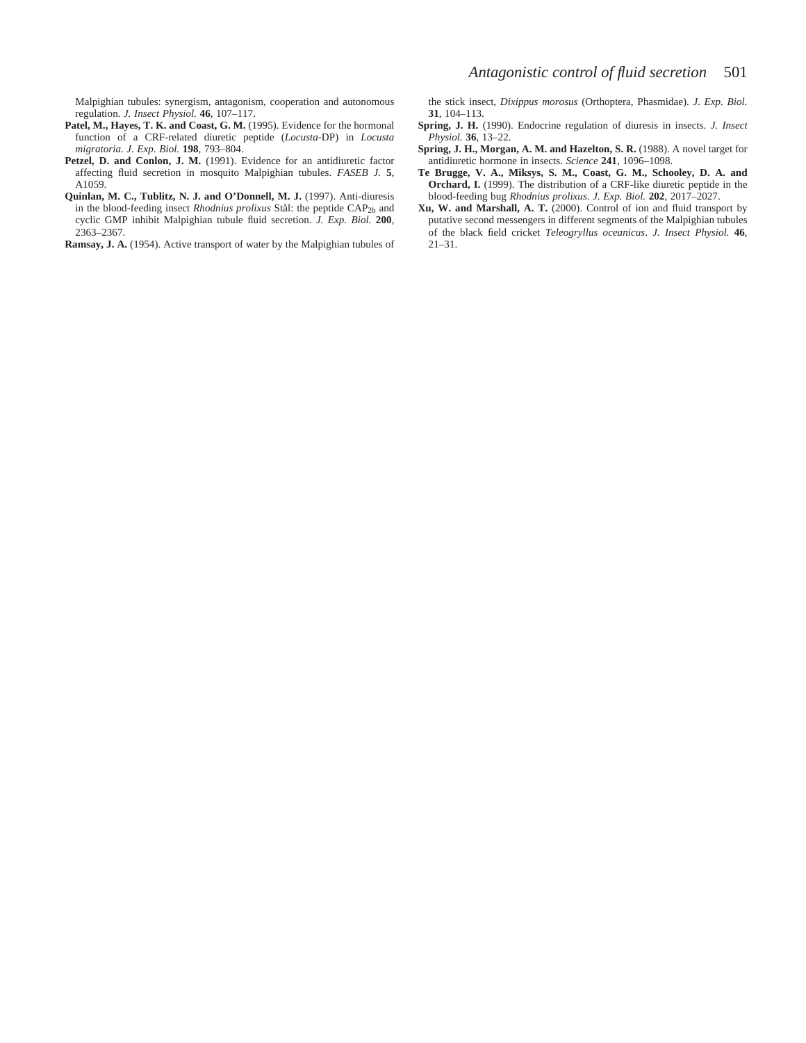Malpighian tubules: synergism, antagonism, cooperation and autonomous regulation. *J. Insect Physiol.* **46**, 107–117.

**Patel, M., Hayes, T. K. and Coast, G. M.** (1995). Evidence for the hormonal function of a CRF-related diuretic peptide (*Locusta*-DP) in *Locusta migratoria*. *J. Exp. Biol.* **198**, 793–804.

**Petzel, D. and Conlon, J. M.** (1991). Evidence for an antidiuretic factor affecting fluid secretion in mosquito Malpighian tubules. *FASEB J.* **5**, A1059.

**Quinlan, M. C., Tublitz, N. J. and O'Donnell, M. J.** (1997). Anti-diuresis in the blood-feeding insect *Rhodnius prolixus* Stål: the peptide $CAP_{2b}$ and cyclic GMP inhibit Malpighian tubule fluid secretion. *J. Exp. Biol.* **200**, 2363–2367.

**Ramsay, J. A.** (1954). Active transport of water by the Malpighian tubules of the stick insect, *Dixippus morosus* (Orthoptera, Phasmidae). *J. Exp. Biol.* **31**, 104–113.

**Spring, J. H.** (1990). Endocrine regulation of diuresis in insects. *J. Insect Physiol.* **36**, 13–22.

**Spring, J. H., Morgan, A. M. and Hazelton, S. R.** (1988). A novel target for antidiuretic hormone in insects. *Science* **241**, 1096–1098.

**Te Brugge, V. A., Miksys, S. M., Coast, G. M., Schooley, D. A. and Orchard, I.** (1999). The distribution of a CRF-like diuretic peptide in the blood-feeding bug *Rhodnius prolixus*. *J. Exp. Biol.* **202**, 2017–2027.

**Xu, W. and Marshall, A. T.** (2000). Control of ion and fluid transport by putative second messengers in different segments of the Malpighian tubules of the black field cricket *Teleogryllus oceanicus*. *J. Insect Physiol.* **46**, 21–31.